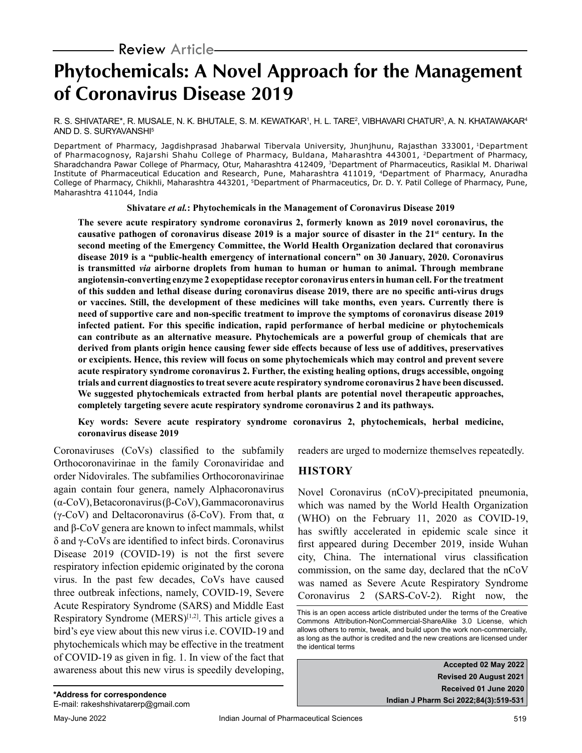Review Article

# Phytochemicals: A Novel Approach for the Management of Coronavirus Disease 2019

R. S. SHIVATARE*, R. MUSALE, N. K. BHUTALE, S. M. KEWATKAR[1], H. L. TARE[2], VIBHAVARI CHATUR[3], A. N. KHATAWAKAR[4] AND D. S. SURYAVANSHI[5]

Department of Pharmacy, Jagdishprasad Jhabarwal Tibervala University, Jhunjhunu, Rajasthan 333001, [1]Department of Pharmacognosy, Rajarshi Shahu College of Pharmacy, Buldana, Maharashtra 443001, [2]Department of Pharmacy, Sharadchandra Pawar College of Pharmacy, Otur, Maharashtra 412409, [3]Department of Pharmaceutics, Rasiklal M. Dhariwal Institute of Pharmaceutical Education and Research, Pune, Maharashtra 411019, [4]Department of Pharmacy, Anuradha College of Pharmacy, Chikhli, Maharashtra 443201, [5]Department of Pharmaceutics, Dr. D. Y. Patil College of Pharmacy, Pune, Maharashtra 411044, India

**Shivatare *et al.*: Phytochemicals in the Management of Coronavirus Disease 2019**

**The severe acute respiratory syndrome coronavirus 2, formerly known as 2019 novel coronavirus, the causative pathogen of coronavirus disease 2019 is a major source of disaster in the 21st century. In the second meeting of the Emergency Committee, the World Health Organization declared that coronavirus disease 2019 is a "public-health emergency of international concern" on 30 January, 2020. Coronavirus is transmitted *via* airborne droplets from human to human or human to animal. Through membrane angiotensin-converting enzyme 2 exopeptidase receptor coronavirus enters in human cell. For the treatment of this sudden and lethal disease during coronavirus disease 2019, there are no specific anti-virus drugs or vaccines. Still, the development of these medicines will take months, even years. Currently there is need of supportive care and non-specific treatment to improve the symptoms of coronavirus disease 2019 infected patient. For this specific indication, rapid performance of herbal medicine or phytochemicals can contribute as an alternative measure. Phytochemicals are a powerful group of chemicals that are derived from plants origin hence causing fewer side effects because of less use of additives, preservatives or excipients. Hence, this review will focus on some phytochemicals which may control and prevent severe acute respiratory syndrome coronavirus 2. Further, the existing healing options, drugs accessible, ongoing trials and current diagnostics to treat severe acute respiratory syndrome coronavirus 2 have been discussed. We suggested phytochemicals extracted from herbal plants are potential novel therapeutic approaches, completely targeting severe acute respiratory syndrome coronavirus 2 and its pathways.**

**Key words: Severe acute respiratory syndrome coronavirus 2, phytochemicals, herbal medicine, coronavirus disease 2019**

Coronaviruses (CoVs) classified to the subfamily Orthocoronavirinae in the family Coronaviridae and order Nidovirales. The subfamilies Orthocoronavirinae again contain four genera, namely Alphacoronavirus (α-CoV), Betacoronavirus (β-CoV), Gammacoronavirus (γ-CoV) and Deltacoronavirus (δ-CoV). From that, α and β-CoV genera are known to infect mammals, whilst δ and γ-CoVs are identified to infect birds. Coronavirus Disease 2019 (COVID-19) is not the first severe respiratory infection epidemic originated by the corona virus. In the past few decades, CoVs have caused three outbreak infections, namely, COVID-19, Severe Acute Respiratory Syndrome (SARS) and Middle East Respiratory Syndrome (MERS)[1,2]. This article gives a bird's eye view about this new virus i.e. COVID-19 and phytochemicals which may be effective in the treatment of COVID-19 as given in fig. 1. In view of the fact that awareness about this new virus is speedily developing, readers are urged to modernize themselves repeatedly.

## HISTORY

Novel Coronavirus (nCoV)-precipitated pneumonia, which was named by the World Health Organization (WHO) on the February 11, 2020 as COVID-19, has swiftly accelerated in epidemic scale since it first appeared during December 2019, inside Wuhan city, China. The international virus classification commission, on the same day, declared that the nCoV was named as Severe Acute Respiratory Syndrome Coronavirus 2 (SARS-CoV-2). Right now, the

This is an open access article distributed under the terms of the Creative Commons Attribution-NonCommercial-ShareAlike 3.0 License, which allows others to remix, tweak, and build upon the work non-commercially, as long as the author is credited and the new creations are licensed under the identical terms

**Accepted 02 May 2022**
**Revised 20 August 2021**
**Received 01 June 2020**
**Indian J Pharm Sci 2022;84(3):519-531**

***Address for correspondence**
E-mail: rakeshshivatarerp@gmail.com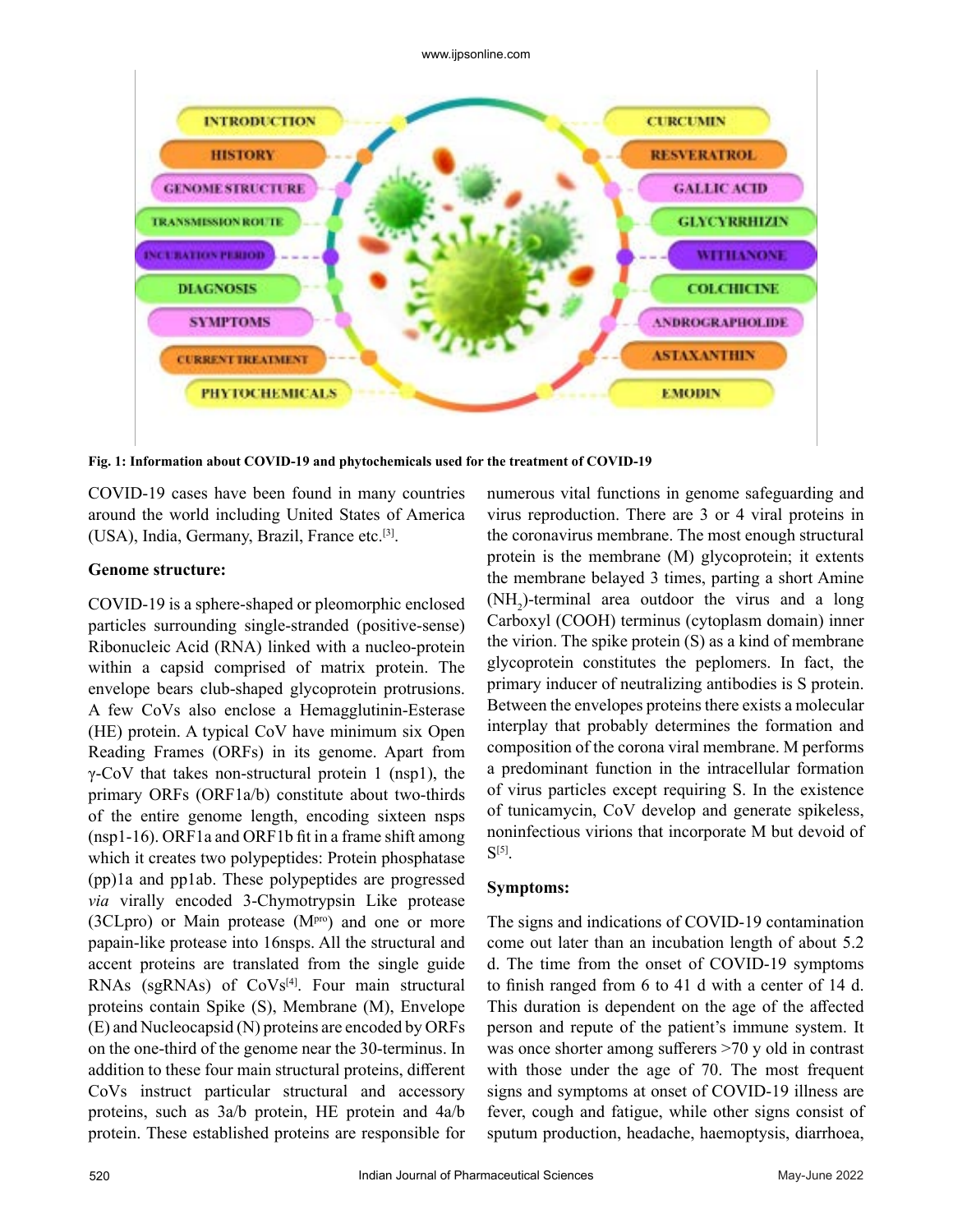Fig. 1: Information about COVID-19 and phytochemicals used for the treatment of COVID-19

COVID-19 cases have been found in many countries around the world including United States of America (USA), India, Germany, Brazil, France etc.[3].

**Genome structure:**

COVID-19 is a sphere-shaped or pleomorphic enclosed particles surrounding single-stranded (positive-sense) Ribonucleic Acid (RNA) linked with a nucleo-protein within a capsid comprised of matrix protein. The envelope bears club-shaped glycoprotein protrusions. A few CoVs also enclose a Hemagglutinin-Esterase (HE) protein. A typical CoV have minimum six Open Reading Frames (ORFs) in its genome. Apart from γ-CoV that takes non-structural protein 1 (nsp1), the primary ORFs (ORF1a/b) constitute about two-thirds of the entire genome length, encoding sixteen nsps (nsp1-16). ORF1a and ORF1b fit in a frame shift among which it creates two polypeptides: Protein phosphatase (pp)1a and pp1ab. These polypeptides are progressed *via* virally encoded 3-Chymotrypsin Like protease (3CLpro) or Main protease ($M^{pro}$) and one or more papain-like protease into 16nsps. All the structural and accent proteins are translated from the single guide RNAs (sgRNAs) of CoVs[4]. Four main structural proteins contain Spike (S), Membrane (M), Envelope (E) and Nucleocapsid (N) proteins are encoded by ORFs on the one-third of the genome near the 30-terminus. In addition to these four main structural proteins, different CoVs instruct particular structural and accessory proteins, such as 3a/b protein, HE protein and 4a/b protein. These established proteins are responsible for numerous vital functions in genome safeguarding and virus reproduction. There are 3 or 4 viral proteins in the coronavirus membrane. The most enough structural protein is the membrane (M) glycoprotein; it extents the membrane belayed 3 times, parting a short Amine ($NH_2$)-terminal area outdoor the virus and a long Carboxyl (COOH) terminus (cytoplasm domain) inner the virion. The spike protein (S) as a kind of membrane glycoprotein constitutes the peplomers. In fact, the primary inducer of neutralizing antibodies is S protein. Between the envelopes proteins there exists a molecular interplay that probably determines the formation and composition of the corona viral membrane. M performs a predominant function in the intracellular formation of virus particles except requiring S. In the existence of tunicamycin, CoV develop and generate spikeless, noninfectious virions that incorporate M but devoid of S[5].

**Symptoms:**

The signs and indications of COVID-19 contamination come out later than an incubation length of about 5.2 d. The time from the onset of COVID-19 symptoms to finish ranged from 6 to 41 d with a center of 14 d. This duration is dependent on the age of the affected person and repute of the patient's immune system. It was once shorter among sufferers >70 y old in contrast with those under the age of 70. The most frequent signs and symptoms at onset of COVID-19 illness are fever, cough and fatigue, while other signs consist of sputum production, headache, haemoptysis, diarrhoea,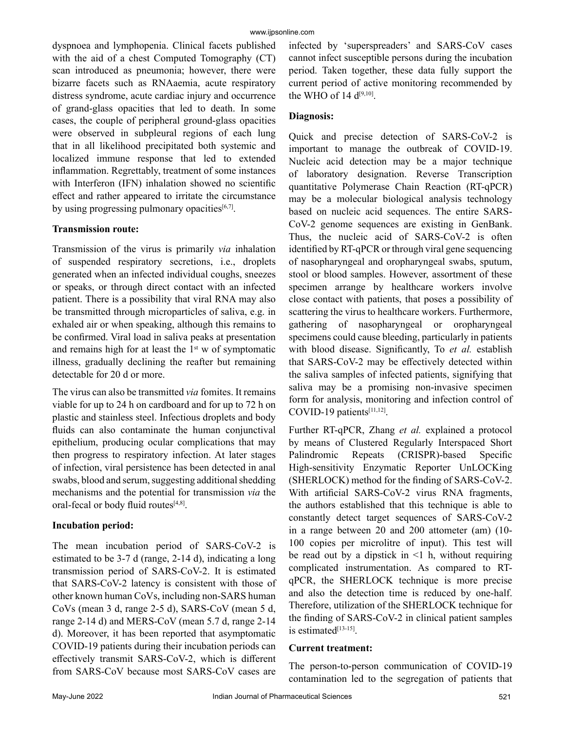dyspnoea and lymphopenia. Clinical facets published with the aid of a chest Computed Tomography (CT) scan introduced as pneumonia; however, there were bizarre facets such as RNAaemia, acute respiratory distress syndrome, acute cardiac injury and occurrence of grand-glass opacities that led to death. In some cases, the couple of peripheral ground-glass opacities were observed in subpleural regions of each lung that in all likelihood precipitated both systemic and localized immune response that led to extended inflammation. Regrettably, treatment of some instances with Interferon (IFN) inhalation showed no scientific effect and rather appeared to irritate the circumstance by using progressing pulmonary opacities[6,7].

**Transmission route:**

Transmission of the virus is primarily *via* inhalation of suspended respiratory secretions, i.e., droplets generated when an infected individual coughs, sneezes or speaks, or through direct contact with an infected patient. There is a possibility that viral RNA may also be transmitted through microparticles of saliva, e.g. in exhaled air or when speaking, although this remains to be confirmed. Viral load in saliva peaks at presentation and remains high for at least the 1st w of symptomatic illness, gradually declining the reafter but remaining detectable for 20 d or more.

The virus can also be transmitted *via* fomites. It remains viable for up to 24 h on cardboard and for up to 72 h on plastic and stainless steel. Infectious droplets and body fluids can also contaminate the human conjunctival epithelium, producing ocular complications that may then progress to respiratory infection. At later stages of infection, viral persistence has been detected in anal swabs, blood and serum, suggesting additional shedding mechanisms and the potential for transmission *via* the oral-fecal or body fluid routes[4,8].

**Incubation period:**

The mean incubation period of SARS-CoV-2 is estimated to be 3-7 d (range, 2-14 d), indicating a long transmission period of SARS-CoV-2. It is estimated that SARS-CoV-2 latency is consistent with those of other known human CoVs, including non-SARS human CoVs (mean 3 d, range 2-5 d), SARS-CoV (mean 5 d, range 2-14 d) and MERS-CoV (mean 5.7 d, range 2-14 d). Moreover, it has been reported that asymptomatic COVID-19 patients during their incubation periods can effectively transmit SARS-CoV-2, which is different from SARS-CoV because most SARS-CoV cases are infected by 'superspreaders' and SARS-CoV cases cannot infect susceptible persons during the incubation period. Taken together, these data fully support the current period of active monitoring recommended by the WHO of 14 d[9,10].

**Diagnosis:**

Quick and precise detection of SARS-CoV-2 is important to manage the outbreak of COVID-19. Nucleic acid detection may be a major technique of laboratory designation. Reverse Transcription quantitative Polymerase Chain Reaction (RT-qPCR) may be a molecular biological analysis technology based on nucleic acid sequences. The entire SARS-CoV-2 genome sequences are existing in GenBank. Thus, the nucleic acid of SARS-CoV-2 is often identified by RT-qPCR or through viral gene sequencing of nasopharyngeal and oropharyngeal swabs, sputum, stool or blood samples. However, assortment of these specimen arrange by healthcare workers involve close contact with patients, that poses a possibility of scattering the virus to healthcare workers. Furthermore, gathering of nasopharyngeal or oropharyngeal specimens could cause bleeding, particularly in patients with blood disease. Significantly, To *et al.* establish that SARS-CoV-2 may be effectively detected within the saliva samples of infected patients, signifying that saliva may be a promising non-invasive specimen form for analysis, monitoring and infection control of COVID-19 patients[11,12].

Further RT-qPCR, Zhang *et al.* explained a protocol by means of Clustered Regularly Interspaced Short Palindromic Repeats (CRISPR)-based Specific High-sensitivity Enzymatic Reporter UnLOCKing (SHERLOCK) method for the finding of SARS-CoV-2. With artificial SARS-CoV-2 virus RNA fragments, the authors established that this technique is able to constantly detect target sequences of SARS-CoV-2 in a range between 20 and 200 attometer (am) (10-100 copies per microlitre of input). This test will be read out by a dipstick in <1 h, without requiring complicated instrumentation. As compared to RT-qPCR, the SHERLOCK technique is more precise and also the detection time is reduced by one-half. Therefore, utilization of the SHERLOCK technique for the finding of SARS-CoV-2 in clinical patient samples is estimated[13-15].

**Current treatment:**

The person-to-person communication of COVID-19 contamination led to the segregation of patients that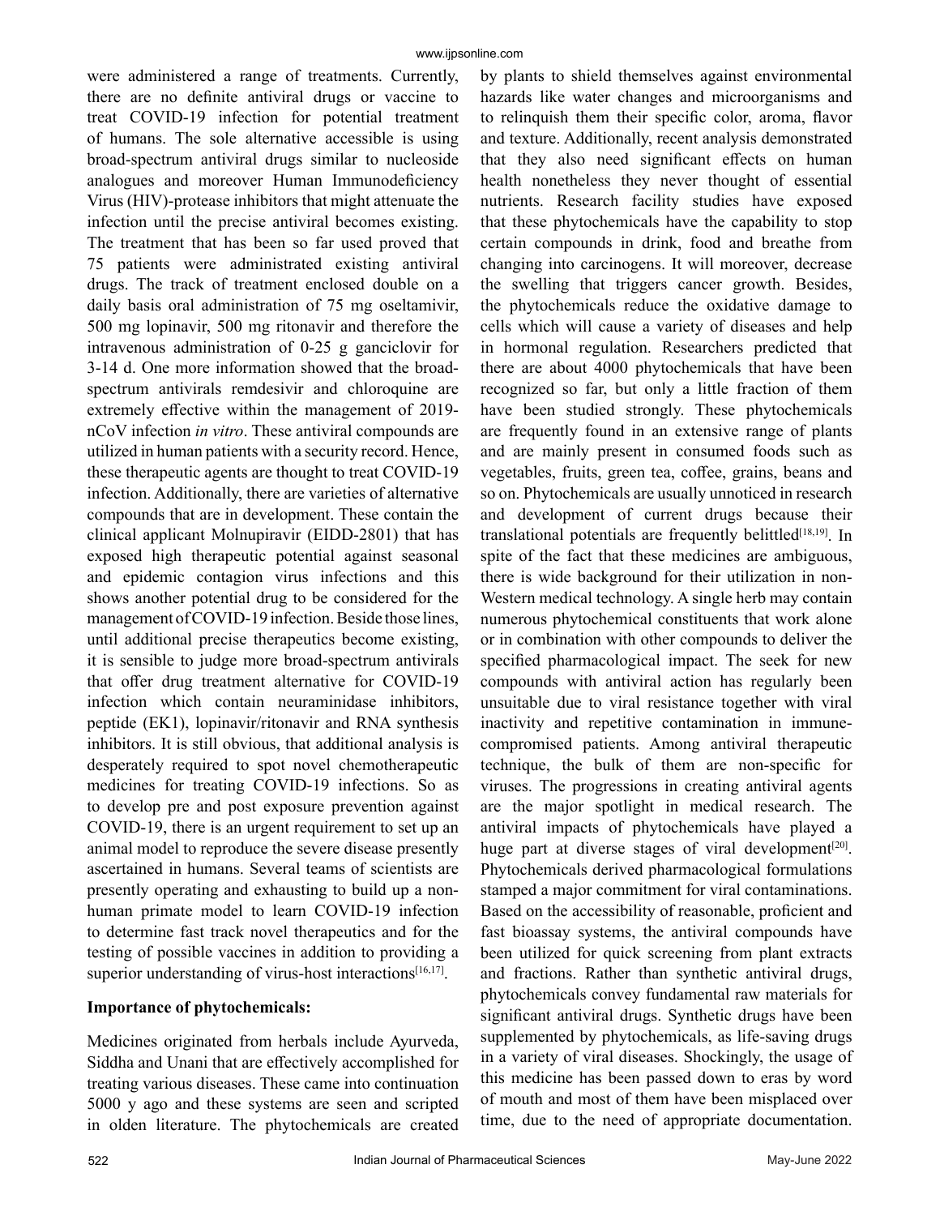were administered a range of treatments. Currently, there are no definite antiviral drugs or vaccine to treat COVID-19 infection for potential treatment of humans. The sole alternative accessible is using broad-spectrum antiviral drugs similar to nucleoside analogues and moreover Human Immunodeficiency Virus (HIV)-protease inhibitors that might attenuate the infection until the precise antiviral becomes existing. The treatment that has been so far used proved that 75 patients were administrated existing antiviral drugs. The track of treatment enclosed double on a daily basis oral administration of 75 mg oseltamivir, 500 mg lopinavir, 500 mg ritonavir and therefore the intravenous administration of 0-25 g ganciclovir for 3-14 d. One more information showed that the broad-spectrum antivirals remdesivir and chloroquine are extremely effective within the management of 2019-nCoV infection *in vitro*. These antiviral compounds are utilized in human patients with a security record. Hence, these therapeutic agents are thought to treat COVID-19 infection. Additionally, there are varieties of alternative compounds that are in development. These contain the clinical applicant Molnupiravir (EIDD-2801) that has exposed high therapeutic potential against seasonal and epidemic contagion virus infections and this shows another potential drug to be considered for the management of COVID-19 infection. Beside those lines, until additional precise therapeutics become existing, it is sensible to judge more broad-spectrum antivirals that offer drug treatment alternative for COVID-19 infection which contain neuraminidase inhibitors, peptide (EK1), lopinavir/ritonavir and RNA synthesis inhibitors. It is still obvious, that additional analysis is desperately required to spot novel chemotherapeutic medicines for treating COVID-19 infections. So as to develop pre and post exposure prevention against COVID-19, there is an urgent requirement to set up an animal model to reproduce the severe disease presently ascertained in humans. Several teams of scientists are presently operating and exhausting to build up a non-human primate model to learn COVID-19 infection to determine fast track novel therapeutics and for the testing of possible vaccines in addition to providing a superior understanding of virus-host interactions[16,17].

**Importance of phytochemicals:**

Medicines originated from herbals include Ayurveda, Siddha and Unani that are effectively accomplished for treating various diseases. These came into continuation 5000 y ago and these systems are seen and scripted in olden literature. The phytochemicals are created by plants to shield themselves against environmental hazards like water changes and microorganisms and to relinquish them their specific color, aroma, flavor and texture. Additionally, recent analysis demonstrated that they also need significant effects on human health nonetheless they never thought of essential nutrients. Research facility studies have exposed that these phytochemicals have the capability to stop certain compounds in drink, food and breathe from changing into carcinogens. It will moreover, decrease the swelling that triggers cancer growth. Besides, the phytochemicals reduce the oxidative damage to cells which will cause a variety of diseases and help in hormonal regulation. Researchers predicted that there are about 4000 phytochemicals that have been recognized so far, but only a little fraction of them have been studied strongly. These phytochemicals are frequently found in an extensive range of plants and are mainly present in consumed foods such as vegetables, fruits, green tea, coffee, grains, beans and so on. Phytochemicals are usually unnoticed in research and development of current drugs because their translational potentials are frequently belittled[18,19]. In spite of the fact that these medicines are ambiguous, there is wide background for their utilization in non-Western medical technology. A single herb may contain numerous phytochemical constituents that work alone or in combination with other compounds to deliver the specified pharmacological impact. The seek for new compounds with antiviral action has regularly been unsuitable due to viral resistance together with viral inactivity and repetitive contamination in immune-compromised patients. Among antiviral therapeutic technique, the bulk of them are non-specific for viruses. The progressions in creating antiviral agents are the major spotlight in medical research. The antiviral impacts of phytochemicals have played a huge part at diverse stages of viral development[20]. Phytochemicals derived pharmacological formulations stamped a major commitment for viral contaminations. Based on the accessibility of reasonable, proficient and fast bioassay systems, the antiviral compounds have been utilized for quick screening from plant extracts and fractions. Rather than synthetic antiviral drugs, phytochemicals convey fundamental raw materials for significant antiviral drugs. Synthetic drugs have been supplemented by phytochemicals, as life-saving drugs in a variety of viral diseases. Shockingly, the usage of this medicine has been passed down to eras by word of mouth and most of them have been misplaced over time, due to the need of appropriate documentation.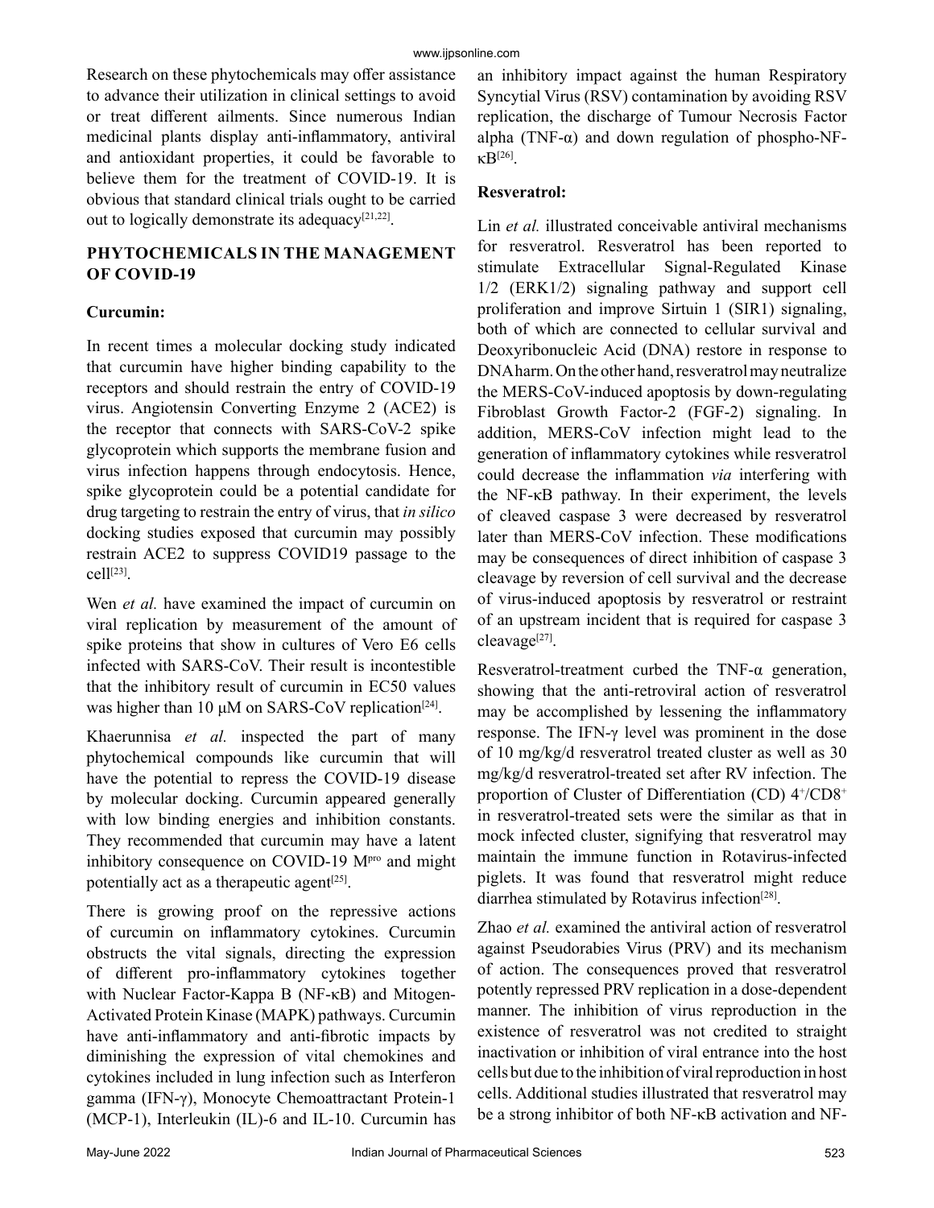Research on these phytochemicals may offer assistance to advance their utilization in clinical settings to avoid or treat different ailments. Since numerous Indian medicinal plants display anti-inflammatory, antiviral and antioxidant properties, it could be favorable to believe them for the treatment of COVID-19. It is obvious that standard clinical trials ought to be carried out to logically demonstrate its adequacy[21,22].

## PHYTOCHEMICALS IN THE MANAGEMENT OF COVID-19

### Curcumin:

In recent times a molecular docking study indicated that curcumin have higher binding capability to the receptors and should restrain the entry of COVID-19 virus. Angiotensin Converting Enzyme 2 (ACE2) is the receptor that connects with SARS-CoV-2 spike glycoprotein which supports the membrane fusion and virus infection happens through endocytosis. Hence, spike glycoprotein could be a potential candidate for drug targeting to restrain the entry of virus, that *in silico* docking studies exposed that curcumin may possibly restrain ACE2 to suppress COVID19 passage to the cell[23].

Wen *et al.* have examined the impact of curcumin on viral replication by measurement of the amount of spike proteins that show in cultures of Vero E6 cells infected with SARS-CoV. Their result is incontestible that the inhibitory result of curcumin in EC50 values was higher than 10 μM on SARS-CoV replication[24].

Khaerunnisa *et al.* inspected the part of many phytochemical compounds like curcumin that will have the potential to repress the COVID-19 disease by molecular docking. Curcumin appeared generally with low binding energies and inhibition constants. They recommended that curcumin may have a latent inhibitory consequence on COVID-19 $M^{pro}$ and might potentially act as a therapeutic agent[25].

There is growing proof on the repressive actions of curcumin on inflammatory cytokines. Curcumin obstructs the vital signals, directing the expression of different pro-inflammatory cytokines together with Nuclear Factor-Kappa B (NF-κB) and Mitogen-Activated Protein Kinase (MAPK) pathways. Curcumin have anti-inflammatory and anti-fibrotic impacts by diminishing the expression of vital chemokines and cytokines included in lung infection such as Interferon gamma (IFN-γ), Monocyte Chemoattractant Protein-1 (MCP-1), Interleukin (IL)-6 and IL-10. Curcumin has an inhibitory impact against the human Respiratory Syncytial Virus (RSV) contamination by avoiding RSV replication, the discharge of Tumour Necrosis Factor alpha (TNF-α) and down regulation of phospho-NF-κB[26].

### Resveratrol:

Lin *et al.* illustrated conceivable antiviral mechanisms for resveratrol. Resveratrol has been reported to stimulate Extracellular Signal-Regulated Kinase 1/2 (ERK1/2) signaling pathway and support cell proliferation and improve Sirtuin 1 (SIR1) signaling, both of which are connected to cellular survival and Deoxyribonucleic Acid (DNA) restore in response to DNA harm. On the other hand, resveratrol may neutralize the MERS-CoV-induced apoptosis by down-regulating Fibroblast Growth Factor-2 (FGF-2) signaling. In addition, MERS-CoV infection might lead to the generation of inflammatory cytokines while resveratrol could decrease the inflammation *via* interfering with the NF-κB pathway. In their experiment, the levels of cleaved caspase 3 were decreased by resveratrol later than MERS-CoV infection. These modifications may be consequences of direct inhibition of caspase 3 cleavage by reversion of cell survival and the decrease of virus-induced apoptosis by resveratrol or restraint of an upstream incident that is required for caspase 3 cleavage[27].

Resveratrol-treatment curbed the TNF-α generation, showing that the anti-retroviral action of resveratrol may be accomplished by lessening the inflammatory response. The IFN-γ level was prominent in the dose of 10 mg/kg/d resveratrol treated cluster as well as 30 mg/kg/d resveratrol-treated set after RV infection. The proportion of Cluster of Differentiation (CD) $4^+$/$CD8^+$ in resveratrol-treated sets were the similar as that in mock infected cluster, signifying that resveratrol may maintain the immune function in Rotavirus-infected piglets. It was found that resveratrol might reduce diarrhea stimulated by Rotavirus infection[28].

Zhao *et al.* examined the antiviral action of resveratrol against Pseudorabies Virus (PRV) and its mechanism of action. The consequences proved that resveratrol potently repressed PRV replication in a dose-dependent manner. The inhibition of virus reproduction in the existence of resveratrol was not credited to straight inactivation or inhibition of viral entrance into the host cells but due to the inhibition of viral reproduction in host cells. Additional studies illustrated that resveratrol may be a strong inhibitor of both NF-κB activation and NF-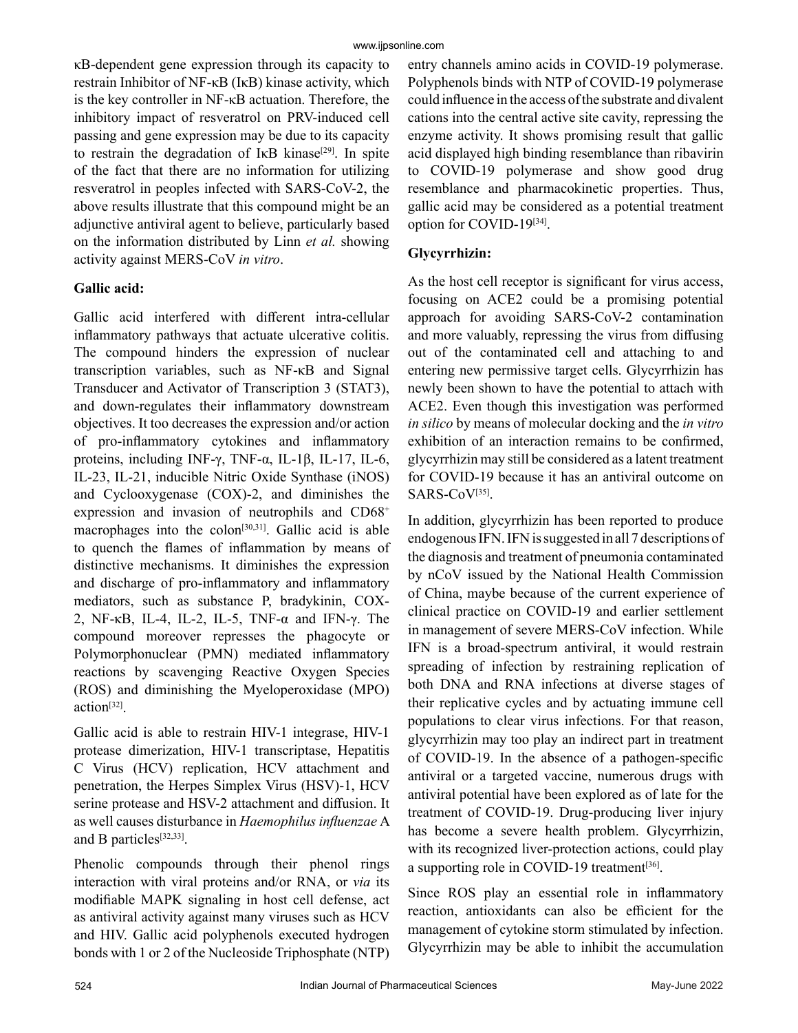κB-dependent gene expression through its capacity to restrain Inhibitor of NF-κB (IκB) kinase activity, which is the key controller in NF-κB actuation. Therefore, the inhibitory impact of resveratrol on PRV-induced cell passing and gene expression may be due to its capacity to restrain the degradation of IκB kinase[29]. In spite of the fact that there are no information for utilizing resveratrol in peoples infected with SARS-CoV-2, the above results illustrate that this compound might be an adjunctive antiviral agent to believe, particularly based on the information distributed by Linn *et al.* showing activity against MERS-CoV *in vitro*.

**Gallic acid:**

Gallic acid interfered with different intra-cellular inflammatory pathways that actuate ulcerative colitis. The compound hinders the expression of nuclear transcription variables, such as NF-κB and Signal Transducer and Activator of Transcription 3 (STAT3), and down-regulates their inflammatory downstream objectives. It too decreases the expression and/or action of pro-inflammatory cytokines and inflammatory proteins, including INF-γ, TNF-α, IL-1β, IL-17, IL-6, IL-23, IL-21, inducible Nitric Oxide Synthase (iNOS) and Cyclooxygenase (COX)-2, and diminishes the expression and invasion of neutrophils and $CD68^+$ macrophages into the colon[30,31]. Gallic acid is able to quench the flames of inflammation by means of distinctive mechanisms. It diminishes the expression and discharge of pro-inflammatory and inflammatory mediators, such as substance P, bradykinin, COX-2, NF-κB, IL-4, IL-2, IL-5, TNF-α and IFN-γ. The compound moreover represses the phagocyte or Polymorphonuclear (PMN) mediated inflammatory reactions by scavenging Reactive Oxygen Species (ROS) and diminishing the Myeloperoxidase (MPO) action[32].

Gallic acid is able to restrain HIV-1 integrase, HIV-1 protease dimerization, HIV-1 transcriptase, Hepatitis C Virus (HCV) replication, HCV attachment and penetration, the Herpes Simplex Virus (HSV)-1, HCV serine protease and HSV-2 attachment and diffusion. It as well causes disturbance in *Haemophilus influenzae* A and B particles[32,33].

Phenolic compounds through their phenol rings interaction with viral proteins and/or RNA, or *via* its modifiable MAPK signaling in host cell defense, act as antiviral activity against many viruses such as HCV and HIV. Gallic acid polyphenols executed hydrogen bonds with 1 or 2 of the Nucleoside Triphosphate (NTP) entry channels amino acids in COVID-19 polymerase. Polyphenols binds with NTP of COVID-19 polymerase could influence in the access of the substrate and divalent cations into the central active site cavity, repressing the enzyme activity. It shows promising result that gallic acid displayed high binding resemblance than ribavirin to COVID-19 polymerase and show good drug resemblance and pharmacokinetic properties. Thus, gallic acid may be considered as a potential treatment option for COVID-19[34].

**Glycyrrhizin:**

As the host cell receptor is significant for virus access, focusing on ACE2 could be a promising potential approach for avoiding SARS-CoV-2 contamination and more valuably, repressing the virus from diffusing out of the contaminated cell and attaching to and entering new permissive target cells. Glycyrrhizin has newly been shown to have the potential to attach with ACE2. Even though this investigation was performed *in silico* by means of molecular docking and the *in vitro* exhibition of an interaction remains to be confirmed, glycyrrhizin may still be considered as a latent treatment for COVID-19 because it has an antiviral outcome on SARS-CoV[35].

In addition, glycyrrhizin has been reported to produce endogenous IFN. IFN is suggested in all 7 descriptions of the diagnosis and treatment of pneumonia contaminated by nCoV issued by the National Health Commission of China, maybe because of the current experience of clinical practice on COVID-19 and earlier settlement in management of severe MERS-CoV infection. While IFN is a broad-spectrum antiviral, it would restrain spreading of infection by restraining replication of both DNA and RNA infections at diverse stages of their replicative cycles and by actuating immune cell populations to clear virus infections. For that reason, glycyrrhizin may too play an indirect part in treatment of COVID-19. In the absence of a pathogen-specific antiviral or a targeted vaccine, numerous drugs with antiviral potential have been explored as of late for the treatment of COVID-19. Drug-producing liver injury has become a severe health problem. Glycyrrhizin, with its recognized liver-protection actions, could play a supporting role in COVID-19 treatment[36].

Since ROS play an essential role in inflammatory reaction, antioxidants can also be efficient for the management of cytokine storm stimulated by infection. Glycyrrhizin may be able to inhibit the accumulation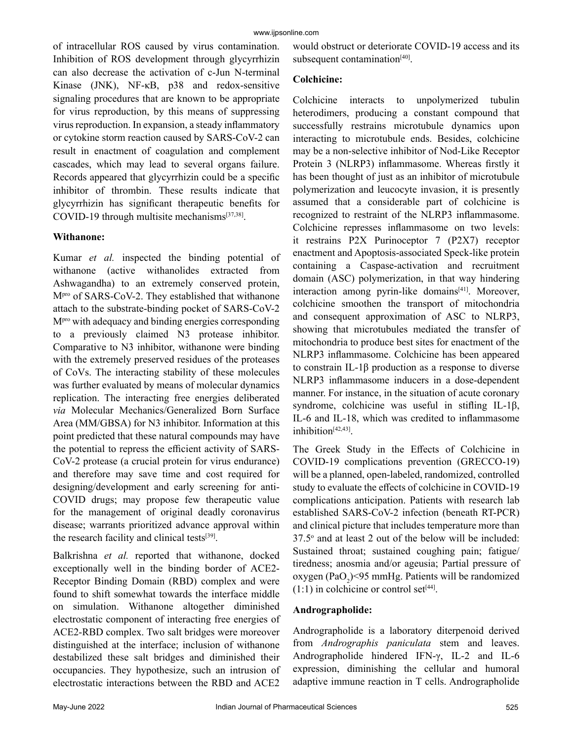of intracellular ROS caused by virus contamination. Inhibition of ROS development through glycyrrhizin can also decrease the activation of c-Jun N-terminal Kinase (JNK), NF-κB, p38 and redox-sensitive signaling procedures that are known to be appropriate for virus reproduction, by this means of suppressing virus reproduction. In expansion, a steady inflammatory or cytokine storm reaction caused by SARS-CoV-2 can result in enactment of coagulation and complement cascades, which may lead to several organs failure. Records appeared that glycyrrhizin could be a specific inhibitor of thrombin. These results indicate that glycyrrhizin has significant therapeutic benefits for COVID-19 through multisite mechanisms[37,38].

**Withanone:**

Kumar *et al.* inspected the binding potential of withanone (active withanolides extracted from Ashwagandha) to an extremely conserved protein, $M^{pro}$ of SARS-CoV-2. They established that withanone attach to the substrate-binding pocket of SARS-CoV-2 $M^{pro}$ with adequacy and binding energies corresponding to a previously claimed N3 protease inhibitor. Comparative to N3 inhibitor, withanone were binding with the extremely preserved residues of the proteases of CoVs. The interacting stability of these molecules was further evaluated by means of molecular dynamics replication. The interacting free energies deliberated *via* Molecular Mechanics/Generalized Born Surface Area (MM/GBSA) for N3 inhibitor. Information at this point predicted that these natural compounds may have the potential to repress the efficient activity of SARS-CoV-2 protease (a crucial protein for virus endurance) and therefore may save time and cost required for designing/development and early screening for anti-COVID drugs; may propose few therapeutic value for the management of original deadly coronavirus disease; warrants prioritized advance approval within the research facility and clinical tests[39].

Balkrishna *et al.* reported that withanone, docked exceptionally well in the binding border of ACE2-Receptor Binding Domain (RBD) complex and were found to shift somewhat towards the interface middle on simulation. Withanone altogether diminished electrostatic component of interacting free energies of ACE2-RBD complex. Two salt bridges were moreover distinguished at the interface; inclusion of withanone destabilized these salt bridges and diminished their occupancies. They hypothesize, such an intrusion of electrostatic interactions between the RBD and ACE2 would obstruct or deteriorate COVID-19 access and its subsequent contamination[40].

**Colchicine:**

Colchicine interacts to unpolymerized tubulin heterodimers, producing a constant compound that successfully restrains microtubule dynamics upon interacting to microtubule ends. Besides, colchicine may be a non-selective inhibitor of Nod-Like Receptor Protein 3 (NLRP3) inflammasome. Whereas firstly it has been thought of just as an inhibitor of microtubule polymerization and leucocyte invasion, it is presently assumed that a considerable part of colchicine is recognized to restraint of the NLRP3 inflammasome. Colchicine represses inflammasome on two levels: it restrains P2X Purinoceptor 7 (P2X7) receptor enactment and Apoptosis-associated Speck-like protein containing a Caspase-activation and recruitment domain (ASC) polymerization, in that way hindering interaction among pyrin-like domains[41]. Moreover, colchicine smoothen the transport of mitochondria and consequent approximation of ASC to NLRP3, showing that microtubules mediated the transfer of mitochondria to produce best sites for enactment of the NLRP3 inflammasome. Colchicine has been appeared to constrain IL-1β production as a response to diverse NLRP3 inflammasome inducers in a dose-dependent manner. For instance, in the situation of acute coronary syndrome, colchicine was useful in stifling IL-1β, IL-6 and IL-18, which was credited to inflammasome inhibition[42,43].

The Greek Study in the Effects of Colchicine in COVID-19 complications prevention (GRECCO-19) will be a planned, open-labeled, randomized, controlled study to evaluate the effects of colchicine in COVID-19 complications anticipation. Patients with research lab established SARS-CoV-2 infection (beneath RT-PCR) and clinical picture that includes temperature more than $37.5^{o}$ and at least 2 out of the below will be included: Sustained throat; sustained coughing pain; fatigue/ tiredness; anosmia and/or ageusia; Partial pressure of oxygen ($PaO_2$)<95 mmHg. Patients will be randomized (1:1) in colchicine or control set[44].

**Andrographolide:**

Andrographolide is a laboratory diterpenoid derived from *Andrographis paniculata* stem and leaves. Andrographolide hindered IFN-γ, IL-2 and IL-6 expression, diminishing the cellular and humoral adaptive immune reaction in T cells. Andrographolide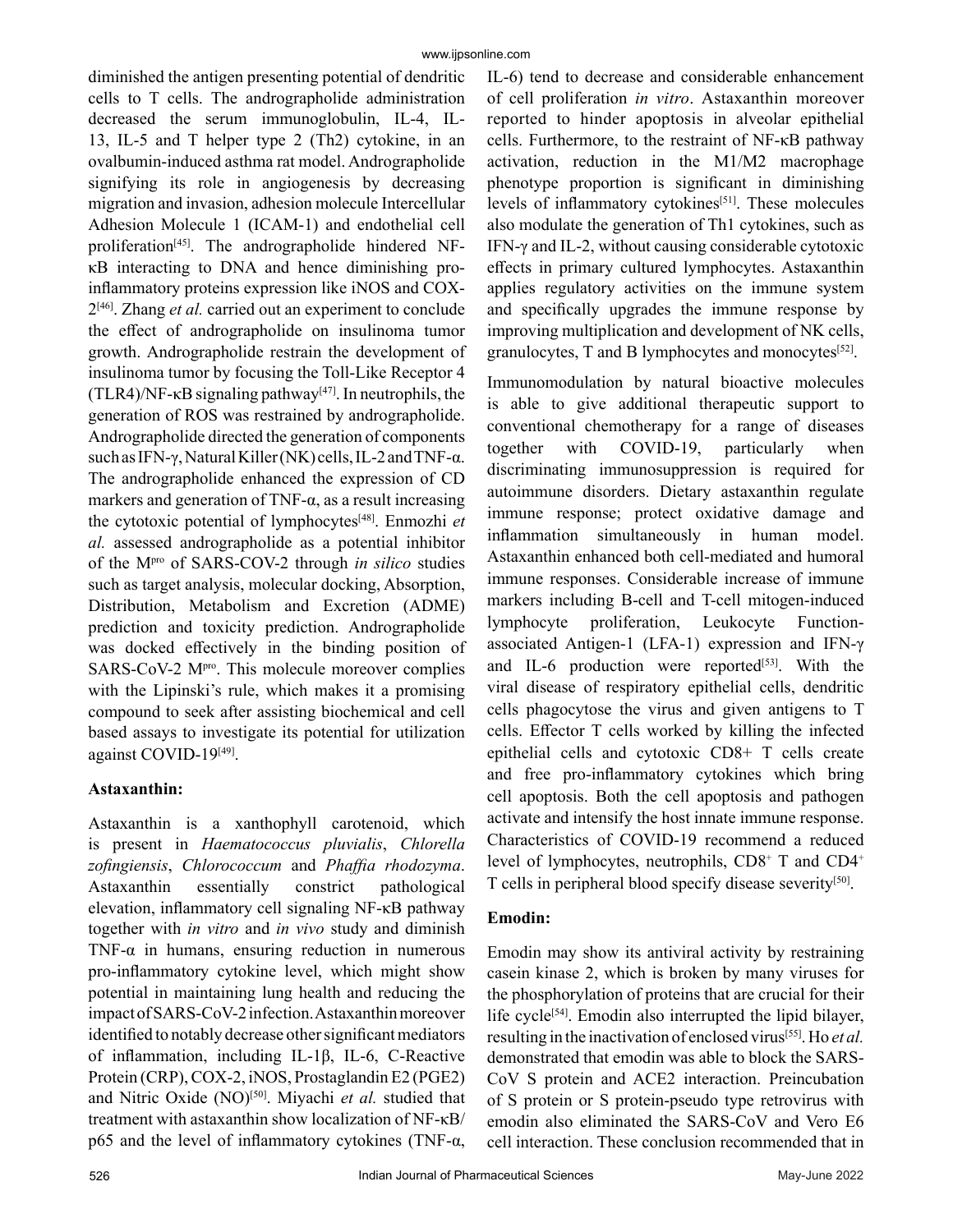diminished the antigen presenting potential of dendritic cells to T cells. The andrographolide administration decreased the serum immunoglobulin, IL-4, IL-13, IL-5 and T helper type 2 (Th2) cytokine, in an ovalbumin-induced asthma rat model. Andrographolide signifying its role in angiogenesis by decreasing migration and invasion, adhesion molecule Intercellular Adhesion Molecule 1 (ICAM-1) and endothelial cell proliferation[45]. The andrographolide hindered NF-κB interacting to DNA and hence diminishing pro-inflammatory proteins expression like iNOS and COX-2[46]. Zhang *et al.* carried out an experiment to conclude the effect of andrographolide on insulinoma tumor growth. Andrographolide restrain the development of insulinoma tumor by focusing the Toll-Like Receptor 4 (TLR4)/NF-κB signaling pathway[47]. In neutrophils, the generation of ROS was restrained by andrographolide. Andrographolide directed the generation of components such as IFN-γ, Natural Killer (NK) cells, IL-2 and TNF-α. The andrographolide enhanced the expression of CD markers and generation of TNF-α, as a result increasing the cytotoxic potential of lymphocytes[48]. Enmozhi *et al.* assessed andrographolide as a potential inhibitor of the M$^{pro}$ of SARS-COV-2 through *in silico* studies such as target analysis, molecular docking, Absorption, Distribution, Metabolism and Excretion (ADME) prediction and toxicity prediction. Andrographolide was docked effectively in the binding position of SARS-CoV-2 M$^{pro}$. This molecule moreover complies with the Lipinski's rule, which makes it a promising compound to seek after assisting biochemical and cell based assays to investigate its potential for utilization against COVID-19[49].

**Astaxanthin:**

Astaxanthin is a xanthophyll carotenoid, which is present in *Haematococcus pluvialis*, *Chlorella zofingiensis*, *Chlorococcum* and *Phaffia rhodozyma*. Astaxanthin essentially constrict pathological elevation, inflammatory cell signaling NF-κB pathway together with *in vitro* and *in vivo* study and diminish TNF-α in humans, ensuring reduction in numerous pro-inflammatory cytokine level, which might show potential in maintaining lung health and reducing the impact of SARS-CoV-2 infection. Astaxanthin moreover identified to notably decrease other significant mediators of inflammation, including IL-1β, IL-6, C-Reactive Protein (CRP), COX-2, iNOS, Prostaglandin E2 (PGE2) and Nitric Oxide (NO)[50]. Miyachi *et al.* studied that treatment with astaxanthin show localization of NF-κB/p65 and the level of inflammatory cytokines (TNF-α, IL-6) tend to decrease and considerable enhancement of cell proliferation *in vitro*. Astaxanthin moreover reported to hinder apoptosis in alveolar epithelial cells. Furthermore, to the restraint of NF-κB pathway activation, reduction in the M1/M2 macrophage phenotype proportion is significant in diminishing levels of inflammatory cytokines[51]. These molecules also modulate the generation of Th1 cytokines, such as IFN-γ and IL-2, without causing considerable cytotoxic effects in primary cultured lymphocytes. Astaxanthin applies regulatory activities on the immune system and specifically upgrades the immune response by improving multiplication and development of NK cells, granulocytes, T and B lymphocytes and monocytes[52].

Immunomodulation by natural bioactive molecules is able to give additional therapeutic support to conventional chemotherapy for a range of diseases together with COVID-19, particularly when discriminating immunosuppression is required for autoimmune disorders. Dietary astaxanthin regulate immune response; protect oxidative damage and inflammation simultaneously in human model. Astaxanthin enhanced both cell-mediated and humoral immune responses. Considerable increase of immune markers including B-cell and T-cell mitogen-induced lymphocyte proliferation, Leukocyte Function-associated Antigen-1 (LFA-1) expression and IFN-γ and IL-6 production were reported[53]. With the viral disease of respiratory epithelial cells, dendritic cells phagocytose the virus and given antigens to T cells. Effector T cells worked by killing the infected epithelial cells and cytotoxic CD8+ T cells create and free pro-inflammatory cytokines which bring cell apoptosis. Both the cell apoptosis and pathogen activate and intensify the host innate immune response. Characteristics of COVID-19 recommend a reduced level of lymphocytes, neutrophils, $CD8^+$ T and $CD4^+$ T cells in peripheral blood specify disease severity[50].

**Emodin:**

Emodin may show its antiviral activity by restraining casein kinase 2, which is broken by many viruses for the phosphorylation of proteins that are crucial for their life cycle[54]. Emodin also interrupted the lipid bilayer, resulting in the inactivation of enclosed virus[55]. Ho *et al.* demonstrated that emodin was able to block the SARS-CoV S protein and ACE2 interaction. Preincubation of S protein or S protein-pseudo type retrovirus with emodin also eliminated the SARS-CoV and Vero E6 cell interaction. These conclusion recommended that in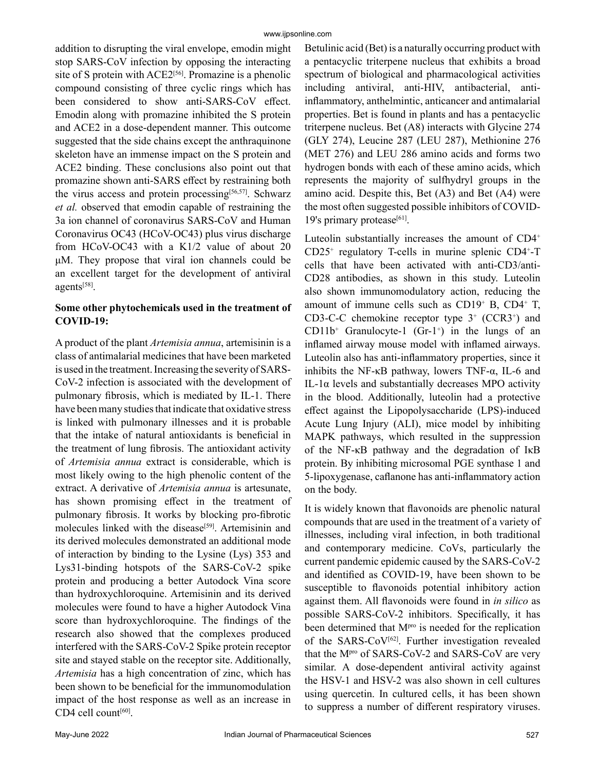addition to disrupting the viral envelope, emodin might stop SARS-CoV infection by opposing the interacting site of S protein with ACE2[56]. Promazine is a phenolic compound consisting of three cyclic rings which has been considered to show anti-SARS-CoV effect. Emodin along with promazine inhibited the S protein and ACE2 in a dose-dependent manner. This outcome suggested that the side chains except the anthraquinone skeleton have an immense impact on the S protein and ACE2 binding. These conclusions also point out that promazine shown anti-SARS effect by restraining both the virus access and protein processing[56,57]. Schwarz *et al.* observed that emodin capable of restraining the 3a ion channel of coronavirus SARS-CoV and Human Coronavirus OC43 (HCoV-OC43) plus virus discharge from HCoV-OC43 with a K1/2 value of about 20 μM. They propose that viral ion channels could be an excellent target for the development of antiviral agents[58].

**Some other phytochemicals used in the treatment of COVID-19:**

A product of the plant *Artemisia annua*, artemisinin is a class of antimalarial medicines that have been marketed is used in the treatment. Increasing the severity of SARS-CoV-2 infection is associated with the development of pulmonary fibrosis, which is mediated by IL-1. There have been many studies that indicate that oxidative stress is linked with pulmonary illnesses and it is probable that the intake of natural antioxidants is beneficial in the treatment of lung fibrosis. The antioxidant activity of *Artemisia annua* extract is considerable, which is most likely owing to the high phenolic content of the extract. A derivative of *Artemisia annua* is artesunate, has shown promising effect in the treatment of pulmonary fibrosis. It works by blocking pro-fibrotic molecules linked with the disease[59]. Artemisinin and its derived molecules demonstrated an additional mode of interaction by binding to the Lysine (Lys) 353 and Lys31-binding hotspots of the SARS-CoV-2 spike protein and producing a better Autodock Vina score than hydroxychloroquine. Artemisinin and its derived molecules were found to have a higher Autodock Vina score than hydroxychloroquine. The findings of the research also showed that the complexes produced interfered with the SARS-CoV-2 Spike protein receptor site and stayed stable on the receptor site. Additionally, *Artemisia* has a high concentration of zinc, which has been shown to be beneficial for the immunomodulation impact of the host response as well as an increase in CD4 cell count[60].

Betulinic acid (Bet) is a naturally occurring product with a pentacyclic triterpene nucleus that exhibits a broad spectrum of biological and pharmacological activities including antiviral, anti-HIV, antibacterial, anti-inflammatory, anthelmintic, anticancer and antimalarial properties. Bet is found in plants and has a pentacyclic triterpene nucleus. Bet (A8) interacts with Glycine 274 (GLY 274), Leucine 287 (LEU 287), Methionine 276 (MET 276) and LEU 286 amino acids and forms two hydrogen bonds with each of these amino acids, which represents the majority of sulfhydryl groups in the amino acid. Despite this, Bet (A3) and Bet (A4) were the most often suggested possible inhibitors of COVID-19's primary protease[61].

Luteolin substantially increases the amount of $CD4^+$ $CD25^+$ regulatory T-cells in murine splenic $CD4^+$-T cells that have been activated with anti-CD3/anti-CD28 antibodies, as shown in this study. Luteolin also shown immunomodulatory action, reducing the amount of immune cells such as $CD19^+$ B, $CD4^+$ T, CD3-C-C chemokine receptor type $3^+$ ($CCR3^+$) and $CD11b^+$ Granulocyte-1 ($Gr$-$1^+$) in the lungs of an inflamed airway mouse model with inflamed airways. Luteolin also has anti-inflammatory properties, since it inhibits the NF-κB pathway, lowers TNF-α, IL-6 and IL-1α levels and substantially decreases MPO activity in the blood. Additionally, luteolin had a protective effect against the Lipopolysaccharide (LPS)-induced Acute Lung Injury (ALI), mice model by inhibiting MAPK pathways, which resulted in the suppression of the NF-κB pathway and the degradation of IκB protein. By inhibiting microsomal PGE synthase 1 and 5-lipoxygenase, caflanone has anti-inflammatory action on the body.

It is widely known that flavonoids are phenolic natural compounds that are used in the treatment of a variety of illnesses, including viral infection, in both traditional and contemporary medicine. CoVs, particularly the current pandemic epidemic caused by the SARS-CoV-2 and identified as COVID-19, have been shown to be susceptible to flavonoids potential inhibitory action against them. All flavonoids were found in *in silico* as possible SARS-CoV-2 inhibitors. Specifically, it has been determined that $M^{pro}$ is needed for the replication of the SARS-CoV[62]. Further investigation revealed that the $M^{pro}$ of SARS-CoV-2 and SARS-CoV are very similar. A dose-dependent antiviral activity against the HSV-1 and HSV-2 was also shown in cell cultures using quercetin. In cultured cells, it has been shown to suppress a number of different respiratory viruses.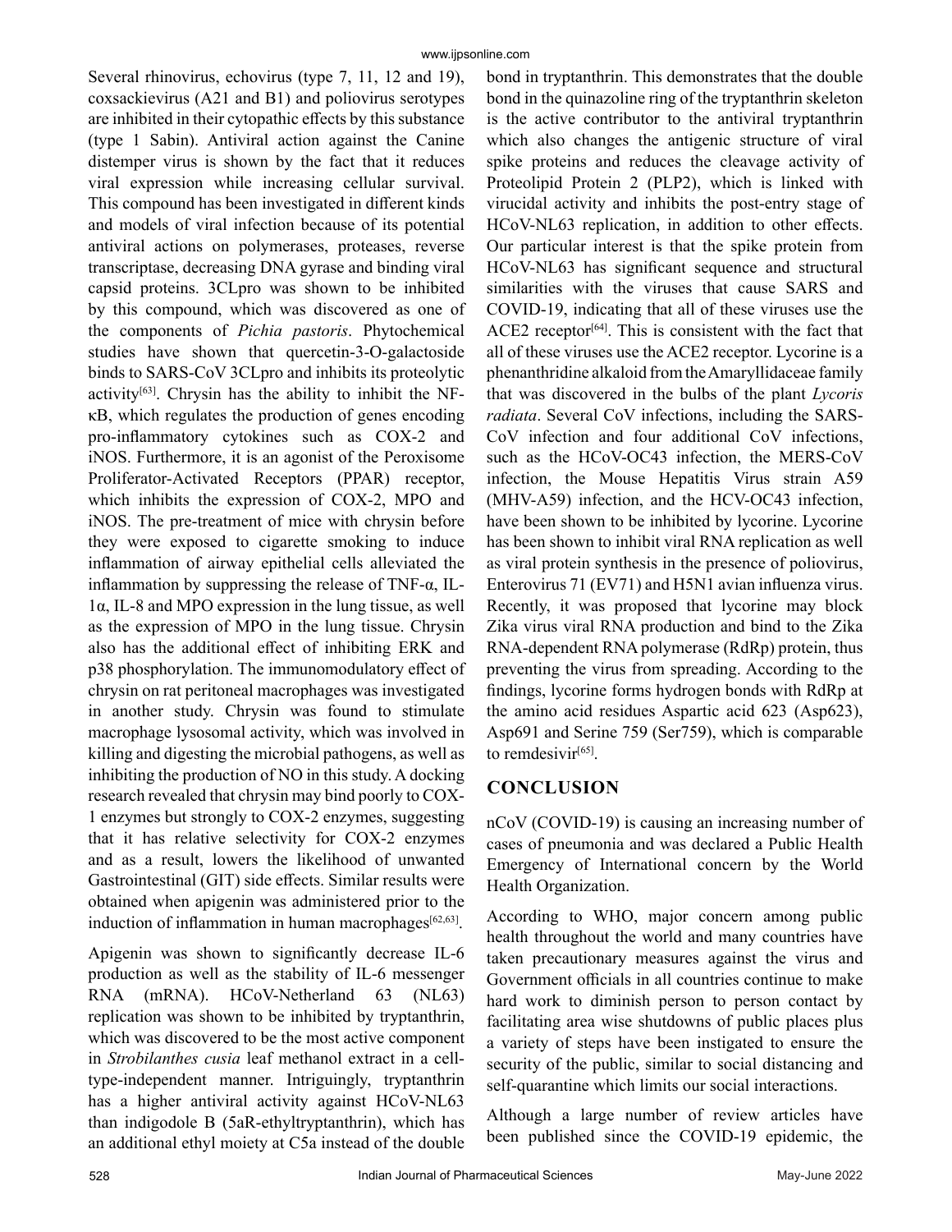Several rhinovirus, echovirus (type 7, 11, 12 and 19), coxsackievirus (A21 and B1) and poliovirus serotypes are inhibited in their cytopathic effects by this substance (type 1 Sabin). Antiviral action against the Canine distemper virus is shown by the fact that it reduces viral expression while increasing cellular survival. This compound has been investigated in different kinds and models of viral infection because of its potential antiviral actions on polymerases, proteases, reverse transcriptase, decreasing DNA gyrase and binding viral capsid proteins. 3CLpro was shown to be inhibited by this compound, which was discovered as one of the components of *Pichia pastoris*. Phytochemical studies have shown that quercetin-3-O-galactoside binds to SARS-CoV 3CLpro and inhibits its proteolytic activity[63]. Chrysin has the ability to inhibit the NF-κB, which regulates the production of genes encoding pro-inflammatory cytokines such as COX-2 and iNOS. Furthermore, it is an agonist of the Peroxisome Proliferator-Activated Receptors (PPAR) receptor, which inhibits the expression of COX-2, MPO and iNOS. The pre-treatment of mice with chrysin before they were exposed to cigarette smoking to induce inflammation of airway epithelial cells alleviated the inflammation by suppressing the release of TNF-α, IL-1α, IL-8 and MPO expression in the lung tissue, as well as the expression of MPO in the lung tissue. Chrysin also has the additional effect of inhibiting ERK and p38 phosphorylation. The immunomodulatory effect of chrysin on rat peritoneal macrophages was investigated in another study. Chrysin was found to stimulate macrophage lysosomal activity, which was involved in killing and digesting the microbial pathogens, as well as inhibiting the production of NO in this study. A docking research revealed that chrysin may bind poorly to COX-1 enzymes but strongly to COX-2 enzymes, suggesting that it has relative selectivity for COX-2 enzymes and as a result, lowers the likelihood of unwanted Gastrointestinal (GIT) side effects. Similar results were obtained when apigenin was administered prior to the induction of inflammation in human macrophages[62,63].

Apigenin was shown to significantly decrease IL-6 production as well as the stability of IL-6 messenger RNA (mRNA). HCoV-Netherland 63 (NL63) replication was shown to be inhibited by tryptanthrin, which was discovered to be the most active component in *Strobilanthes cusia* leaf methanol extract in a cell-type-independent manner. Intriguingly, tryptanthrin has a higher antiviral activity against HCoV-NL63 than indigodole B (5aR-ethyltryptanthrin), which has an additional ethyl moiety at C5a instead of the double bond in tryptanthrin. This demonstrates that the double bond in the quinazoline ring of the tryptanthrin skeleton is the active contributor to the antiviral tryptanthrin which also changes the antigenic structure of viral spike proteins and reduces the cleavage activity of Proteolipid Protein 2 (PLP2), which is linked with virucidal activity and inhibits the post-entry stage of HCoV-NL63 replication, in addition to other effects. Our particular interest is that the spike protein from HCoV-NL63 has significant sequence and structural similarities with the viruses that cause SARS and COVID-19, indicating that all of these viruses use the ACE2 receptor[64]. This is consistent with the fact that all of these viruses use the ACE2 receptor. Lycorine is a phenanthridine alkaloid from the Amaryllidaceae family that was discovered in the bulbs of the plant *Lycoris radiata*. Several CoV infections, including the SARS-CoV infection and four additional CoV infections, such as the HCoV-OC43 infection, the MERS-CoV infection, the Mouse Hepatitis Virus strain A59 (MHV-A59) infection, and the HCV-OC43 infection, have been shown to be inhibited by lycorine. Lycorine has been shown to inhibit viral RNA replication as well as viral protein synthesis in the presence of poliovirus, Enterovirus 71 (EV71) and H5N1 avian influenza virus. Recently, it was proposed that lycorine may block Zika virus viral RNA production and bind to the Zika RNA-dependent RNA polymerase (RdRp) protein, thus preventing the virus from spreading. According to the findings, lycorine forms hydrogen bonds with RdRp at the amino acid residues Aspartic acid 623 (Asp623), Asp691 and Serine 759 (Ser759), which is comparable to remdesivir[65].

## CONCLUSION

nCoV (COVID-19) is causing an increasing number of cases of pneumonia and was declared a Public Health Emergency of International concern by the World Health Organization.

According to WHO, major concern among public health throughout the world and many countries have taken precautionary measures against the virus and Government officials in all countries continue to make hard work to diminish person to person contact by facilitating area wise shutdowns of public places plus a variety of steps have been instigated to ensure the security of the public, similar to social distancing and self-quarantine which limits our social interactions.

Although a large number of review articles have been published since the COVID-19 epidemic, the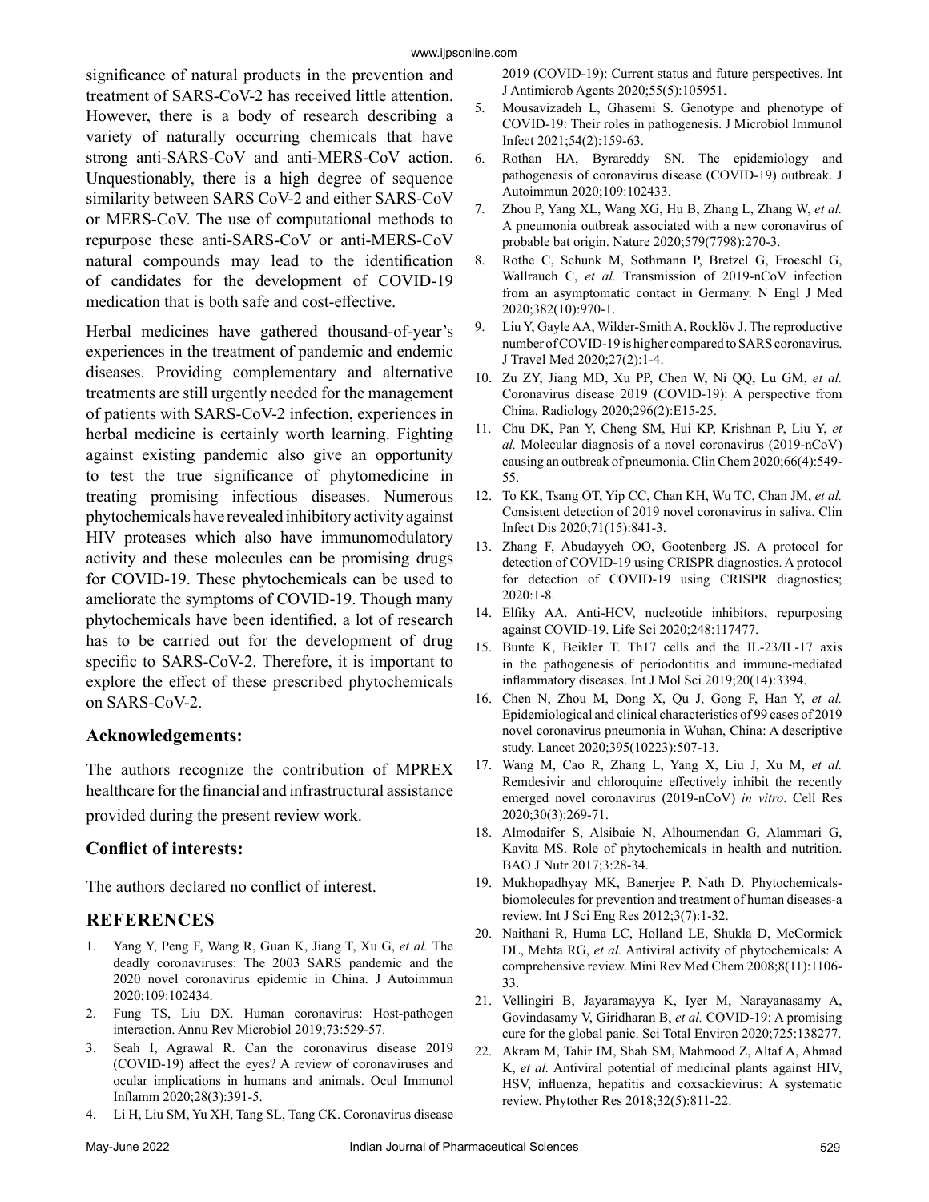significance of natural products in the prevention and treatment of SARS-CoV-2 has received little attention. However, there is a body of research describing a variety of naturally occurring chemicals that have strong anti-SARS-CoV and anti-MERS-CoV action. Unquestionably, there is a high degree of sequence similarity between SARS CoV-2 and either SARS-CoV or MERS-CoV. The use of computational methods to repurpose these anti-SARS-CoV or anti-MERS-CoV natural compounds may lead to the identification of candidates for the development of COVID-19 medication that is both safe and cost-effective.

Herbal medicines have gathered thousand-of-year's experiences in the treatment of pandemic and endemic diseases. Providing complementary and alternative treatments are still urgently needed for the management of patients with SARS-CoV-2 infection, experiences in herbal medicine is certainly worth learning. Fighting against existing pandemic also give an opportunity to test the true significance of phytomedicine in treating promising infectious diseases. Numerous phytochemicals have revealed inhibitory activity against HIV proteases which also have immunomodulatory activity and these molecules can be promising drugs for COVID-19. These phytochemicals can be used to ameliorate the symptoms of COVID-19. Though many phytochemicals have been identified, a lot of research has to be carried out for the development of drug specific to SARS-CoV-2. Therefore, it is important to explore the effect of these prescribed phytochemicals on SARS-CoV-2.

## Acknowledgements:

The authors recognize the contribution of MPREX healthcare for the financial and infrastructural assistance provided during the present review work.

## Conflict of interests:

The authors declared no conflict of interest.

## REFERENCES

1. Yang Y, Peng F, Wang R, Guan K, Jiang T, Xu G, *et al.* The deadly coronaviruses: The 2003 SARS pandemic and the 2020 novel coronavirus epidemic in China. J Autoimmun 2020;109:102434.
2. Fung TS, Liu DX. Human coronavirus: Host-pathogen interaction. Annu Rev Microbiol 2019;73:529-57.
3. Seah I, Agrawal R. Can the coronavirus disease 2019 (COVID-19) affect the eyes? A review of coronaviruses and ocular implications in humans and animals. Ocul Immunol Inflamm 2020;28(3):391-5.
4. Li H, Liu SM, Yu XH, Tang SL, Tang CK. Coronavirus disease 2019 (COVID-19): Current status and future perspectives. Int J Antimicrob Agents 2020;55(5):105951.
5. Mousavizadeh L, Ghasemi S. Genotype and phenotype of COVID-19: Their roles in pathogenesis. J Microbiol Immunol Infect 2021;54(2):159-63.
6. Rothan HA, Byrareddy SN. The epidemiology and pathogenesis of coronavirus disease (COVID-19) outbreak. J Autoimmun 2020;109:102433.
7. Zhou P, Yang XL, Wang XG, Hu B, Zhang L, Zhang W, *et al.* A pneumonia outbreak associated with a new coronavirus of probable bat origin. Nature 2020;579(7798):270-3.
8. Rothe C, Schunk M, Sothmann P, Bretzel G, Froeschl G, Wallrauch C, *et al.* Transmission of 2019-nCoV infection from an asymptomatic contact in Germany. N Engl J Med 2020;382(10):970-1.
9. Liu Y, Gayle AA, Wilder-Smith A, Rocklöv J. The reproductive number of COVID-19 is higher compared to SARS coronavirus. J Travel Med 2020;27(2):1-4.
10. Zu ZY, Jiang MD, Xu PP, Chen W, Ni QQ, Lu GM, *et al.* Coronavirus disease 2019 (COVID-19): A perspective from China. Radiology 2020;296(2):E15-25.
11. Chu DK, Pan Y, Cheng SM, Hui KP, Krishnan P, Liu Y, *et al.* Molecular diagnosis of a novel coronavirus (2019-nCoV) causing an outbreak of pneumonia. Clin Chem 2020;66(4):549-55.
12. To KK, Tsang OT, Yip CC, Chan KH, Wu TC, Chan JM, *et al.* Consistent detection of 2019 novel coronavirus in saliva. Clin Infect Dis 2020;71(15):841-3.
13. Zhang F, Abudayyeh OO, Gootenberg JS. A protocol for detection of COVID-19 using CRISPR diagnostics. A protocol for detection of COVID-19 using CRISPR diagnostics; 2020:1-8.
14. Elfiky AA. Anti-HCV, nucleotide inhibitors, repurposing against COVID-19. Life Sci 2020;248:117477.
15. Bunte K, Beikler T. Th17 cells and the IL-23/IL-17 axis in the pathogenesis of periodontitis and immune-mediated inflammatory diseases. Int J Mol Sci 2019;20(14):3394.
16. Chen N, Zhou M, Dong X, Qu J, Gong F, Han Y, *et al.* Epidemiological and clinical characteristics of 99 cases of 2019 novel coronavirus pneumonia in Wuhan, China: A descriptive study. Lancet 2020;395(10223):507-13.
17. Wang M, Cao R, Zhang L, Yang X, Liu J, Xu M, *et al.* Remdesivir and chloroquine effectively inhibit the recently emerged novel coronavirus (2019-nCoV) *in vitro*. Cell Res 2020;30(3):269-71.
18. Almodaifer S, Alsibaie N, Alhoumendan G, Alammari G, Kavita MS. Role of phytochemicals in health and nutrition. BAO J Nutr 2017;3:28-34.
19. Mukhopadhyay MK, Banerjee P, Nath D. Phytochemicals-biomolecules for prevention and treatment of human diseases-a review. Int J Sci Eng Res 2012;3(7):1-32.
20. Naithani R, Huma LC, Holland LE, Shukla D, McCormick DL, Mehta RG, *et al.* Antiviral activity of phytochemicals: A comprehensive review. Mini Rev Med Chem 2008;8(11):1106-33.
21. Vellingiri B, Jayaramayya K, Iyer M, Narayanasamy A, Govindasamy V, Giridharan B, *et al.* COVID-19: A promising cure for the global panic. Sci Total Environ 2020;725:138277.
22. Akram M, Tahir IM, Shah SM, Mahmood Z, Altaf A, Ahmad K, *et al.* Antiviral potential of medicinal plants against HIV, HSV, influenza, hepatitis and coxsackievirus: A systematic review. Phytother Res 2018;32(5):811-22.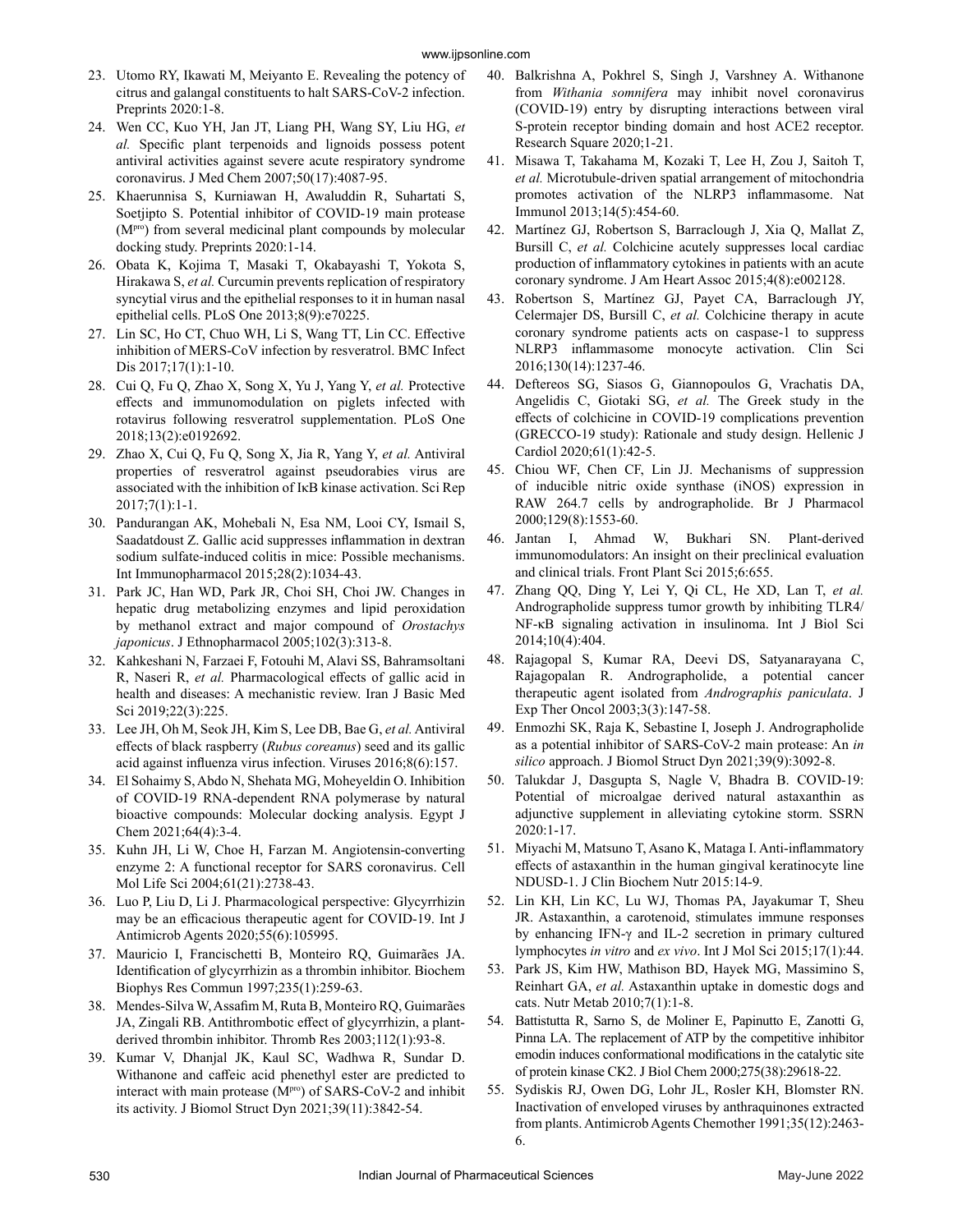23. Utomo RY, Ikawati M, Meiyanto E. Revealing the potency of citrus and galangal constituents to halt SARS-CoV-2 infection. Preprints 2020:1-8.
24. Wen CC, Kuo YH, Jan JT, Liang PH, Wang SY, Liu HG, *et al.* Specific plant terpenoids and lignoids possess potent antiviral activities against severe acute respiratory syndrome coronavirus. J Med Chem 2007;50(17):4087-95.
25. Khaerunnisa S, Kurniawan H, Awaluddin R, Suhartati S, Soetjipto S. Potential inhibitor of COVID-19 main protease ($M^{pro}$) from several medicinal plant compounds by molecular docking study. Preprints 2020:1-14.
26. Obata K, Kojima T, Masaki T, Okabayashi T, Yokota S, Hirakawa S, *et al.* Curcumin prevents replication of respiratory syncytial virus and the epithelial responses to it in human nasal epithelial cells. PLoS One 2013;8(9):e70225.
27. Lin SC, Ho CT, Chuo WH, Li S, Wang TT, Lin CC. Effective inhibition of MERS-CoV infection by resveratrol. BMC Infect Dis 2017;17(1):1-10.
28. Cui Q, Fu Q, Zhao X, Song X, Yu J, Yang Y, *et al.* Protective effects and immunomodulation on piglets infected with rotavirus following resveratrol supplementation. PLoS One 2018;13(2):e0192692.
29. Zhao X, Cui Q, Fu Q, Song X, Jia R, Yang Y, *et al.* Antiviral properties of resveratrol against pseudorabies virus are associated with the inhibition of IκB kinase activation. Sci Rep 2017;7(1):1-1.
30. Pandurangan AK, Mohebali N, Esa NM, Looi CY, Ismail S, Saadatdoust Z. Gallic acid suppresses inflammation in dextran sodium sulfate-induced colitis in mice: Possible mechanisms. Int Immunopharmacol 2015;28(2):1034-43.
31. Park JC, Han WD, Park JR, Choi SH, Choi JW. Changes in hepatic drug metabolizing enzymes and lipid peroxidation by methanol extract and major compound of *Orostachys japonicus*. J Ethnopharmacol 2005;102(3):313-8.
32. Kahkeshani N, Farzaei F, Fotouhi M, Alavi SS, Bahramsoltani R, Naseri R, *et al.* Pharmacological effects of gallic acid in health and diseases: A mechanistic review. Iran J Basic Med Sci 2019;22(3):225.
33. Lee JH, Oh M, Seok JH, Kim S, Lee DB, Bae G, *et al.* Antiviral effects of black raspberry (*Rubus coreanus*) seed and its gallic acid against influenza virus infection. Viruses 2016;8(6):157.
34. El Sohaimy S, Abdo N, Shehata MG, Moheyeldin O. Inhibition of COVID-19 RNA-dependent RNA polymerase by natural bioactive compounds: Molecular docking analysis. Egypt J Chem 2021;64(4):3-4.
35. Kuhn JH, Li W, Choe H, Farzan M. Angiotensin-converting enzyme 2: A functional receptor for SARS coronavirus. Cell Mol Life Sci 2004;61(21):2738-43.
36. Luo P, Liu D, Li J. Pharmacological perspective: Glycyrrhizin may be an efficacious therapeutic agent for COVID-19. Int J Antimicrob Agents 2020;55(6):105995.
37. Mauricio I, Francischetti B, Monteiro RQ, Guimarães JA. Identification of glycyrrhizin as a thrombin inhibitor. Biochem Biophys Res Commun 1997;235(1):259-63.
38. Mendes-Silva W, Assafim M, Ruta B, Monteiro RQ, Guimarães JA, Zingali RB. Antithrombotic effect of glycyrrhizin, a plant-derived thrombin inhibitor. Thromb Res 2003;112(1):93-8.
39. Kumar V, Dhanjal JK, Kaul SC, Wadhwa R, Sundar D. Withanone and caffeic acid phenethyl ester are predicted to interact with main protease ($M^{pro}$) of SARS-CoV-2 and inhibit its activity. J Biomol Struct Dyn 2021;39(11):3842-54.
40. Balkrishna A, Pokhrel S, Singh J, Varshney A. Withanone from *Withania somnifera* may inhibit novel coronavirus (COVID-19) entry by disrupting interactions between viral S-protein receptor binding domain and host ACE2 receptor. Research Square 2020;1-21.
41. Misawa T, Takahama M, Kozaki T, Lee H, Zou J, Saitoh T, *et al.* Microtubule-driven spatial arrangement of mitochondria promotes activation of the NLRP3 inflammasome. Nat Immunol 2013;14(5):454-60.
42. Martínez GJ, Robertson S, Barraclough J, Xia Q, Mallat Z, Bursill C, *et al.* Colchicine acutely suppresses local cardiac production of inflammatory cytokines in patients with an acute coronary syndrome. J Am Heart Assoc 2015;4(8):e002128.
43. Robertson S, Martínez GJ, Payet CA, Barraclough JY, Celermajer DS, Bursill C, *et al.* Colchicine therapy in acute coronary syndrome patients acts on caspase-1 to suppress NLRP3 inflammasome monocyte activation. Clin Sci 2016;130(14):1237-46.
44. Deftereos SG, Siasos G, Giannopoulos G, Vrachatis DA, Angelidis C, Giotaki SG, *et al.* The Greek study in the effects of colchicine in COVID-19 complications prevention (GRECCO-19 study): Rationale and study design. Hellenic J Cardiol 2020;61(1):42-5.
45. Chiou WF, Chen CF, Lin JJ. Mechanisms of suppression of inducible nitric oxide synthase (iNOS) expression in RAW 264.7 cells by andrographolide. Br J Pharmacol 2000;129(8):1553-60.
46. Jantan I, Ahmad W, Bukhari SN. Plant-derived immunomodulators: An insight on their preclinical evaluation and clinical trials. Front Plant Sci 2015;6:655.
47. Zhang QQ, Ding Y, Lei Y, Qi CL, He XD, Lan T, *et al.* Andrographolide suppress tumor growth by inhibiting TLR4/NF-κB signaling activation in insulinoma. Int J Biol Sci 2014;10(4):404.
48. Rajagopal S, Kumar RA, Deevi DS, Satyanarayana C, Rajagopalan R. Andrographolide, a potential cancer therapeutic agent isolated from *Andrographis paniculata*. J Exp Ther Oncol 2003;3(3):147-58.
49. Enmozhi SK, Raja K, Sebastine I, Joseph J. Andrographolide as a potential inhibitor of SARS-CoV-2 main protease: An *in silico* approach. J Biomol Struct Dyn 2021;39(9):3092-8.
50. Talukdar J, Dasgupta S, Nagle V, Bhadra B. COVID-19: Potential of microalgae derived natural astaxanthin as adjunctive supplement in alleviating cytokine storm. SSRN 2020:1-17.
51. Miyachi M, Matsuno T, Asano K, Mataga I. Anti-inflammatory effects of astaxanthin in the human gingival keratinocyte line NDUSD-1. J Clin Biochem Nutr 2015:14-9.
52. Lin KH, Lin KC, Lu WJ, Thomas PA, Jayakumar T, Sheu JR. Astaxanthin, a carotenoid, stimulates immune responses by enhancing IFN-γ and IL-2 secretion in primary cultured lymphocytes *in vitro* and *ex vivo*. Int J Mol Sci 2015;17(1):44.
53. Park JS, Kim HW, Mathison BD, Hayek MG, Massimino S, Reinhart GA, *et al.* Astaxanthin uptake in domestic dogs and cats. Nutr Metab 2010;7(1):1-8.
54. Battistutta R, Sarno S, de Moliner E, Papinutto E, Zanotti G, Pinna LA. The replacement of ATP by the competitive inhibitor emodin induces conformational modifications in the catalytic site of protein kinase CK2. J Biol Chem 2000;275(38):29618-22.
55. Sydiskis RJ, Owen DG, Lohr JL, Rosler KH, Blomster RN. Inactivation of enveloped viruses by anthraquinones extracted from plants. Antimicrob Agents Chemother 1991;35(12):2463-6.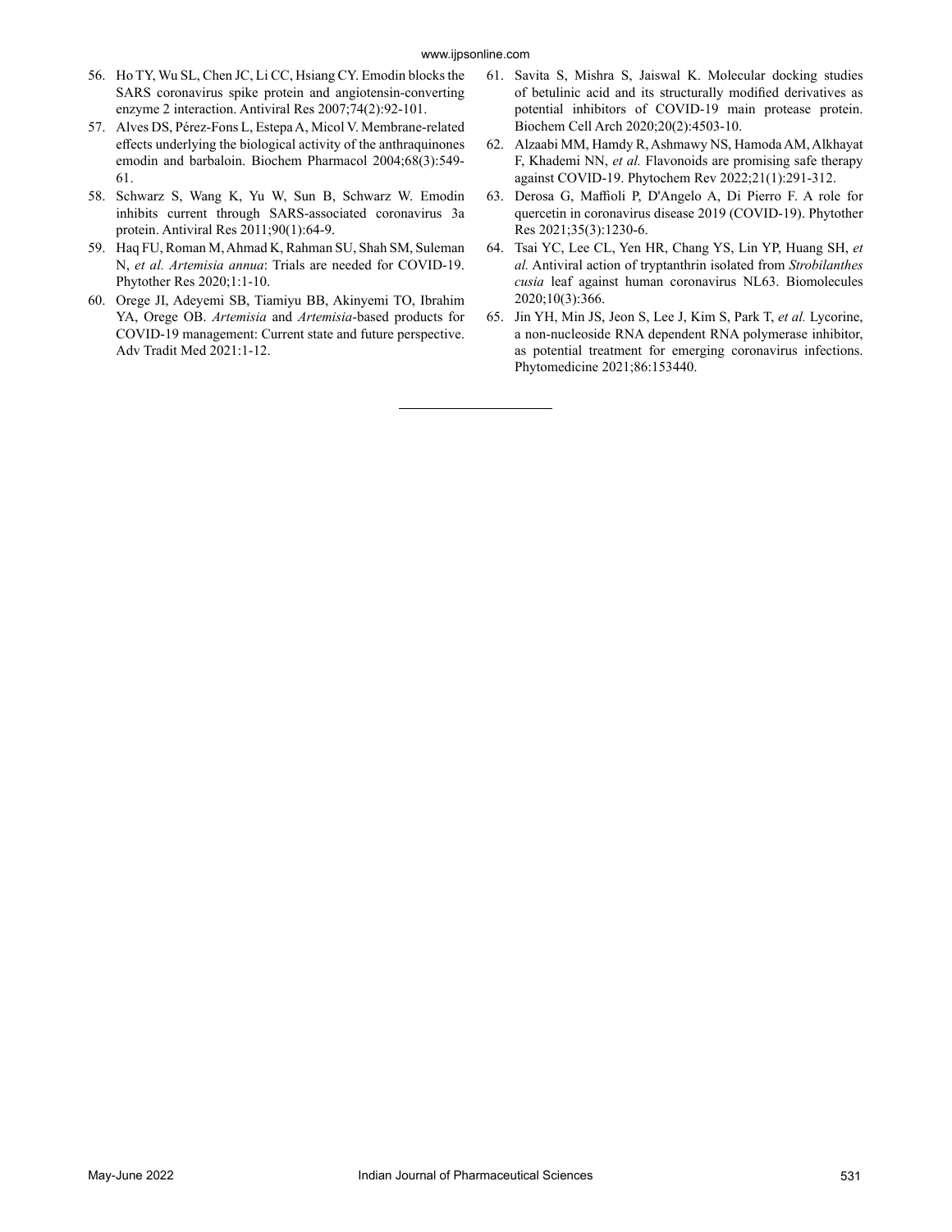56. Ho TY, Wu SL, Chen JC, Li CC, Hsiang CY. Emodin blocks the SARS coronavirus spike protein and angiotensin-converting enzyme 2 interaction. Antiviral Res 2007;74(2):92-101.
57. Alves DS, Pérez-Fons L, Estepa A, Micol V. Membrane-related effects underlying the biological activity of the anthraquinones emodin and barbaloin. Biochem Pharmacol 2004;68(3):549-61.
58. Schwarz S, Wang K, Yu W, Sun B, Schwarz W. Emodin inhibits current through SARS-associated coronavirus 3a protein. Antiviral Res 2011;90(1):64-9.
59. Haq FU, Roman M, Ahmad K, Rahman SU, Shah SM, Suleman N, *et al. Artemisia annua*: Trials are needed for COVID-19. Phytother Res 2020;1:1-10.
60. Orege JI, Adeyemi SB, Tiamiyu BB, Akinyemi TO, Ibrahim YA, Orege OB. *Artemisia* and *Artemisia*-based products for COVID-19 management: Current state and future perspective. Adv Tradit Med 2021:1-12.
61. Savita S, Mishra S, Jaiswal K. Molecular docking studies of betulinic acid and its structurally modified derivatives as potential inhibitors of COVID-19 main protease protein. Biochem Cell Arch 2020;20(2):4503-10.
62. Alzaabi MM, Hamdy R, Ashmawy NS, Hamoda AM, Alkhayat F, Khademi NN, *et al.* Flavonoids are promising safe therapy against COVID-19. Phytochem Rev 2022;21(1):291-312.
63. Derosa G, Maffioli P, D'Angelo A, Di Pierro F. A role for quercetin in coronavirus disease 2019 (COVID-19). Phytother Res 2021;35(3):1230-6.
64. Tsai YC, Lee CL, Yen HR, Chang YS, Lin YP, Huang SH, *et al.* Antiviral action of tryptanthrin isolated from *Strobilanthes cusia* leaf against human coronavirus NL63. Biomolecules 2020;10(3):366.
65. Jin YH, Min JS, Jeon S, Lee J, Kim S, Park T, *et al.* Lycorine, a non-nucleoside RNA dependent RNA polymerase inhibitor, as potential treatment for emerging coronavirus infections. Phytomedicine 2021;86:153440.